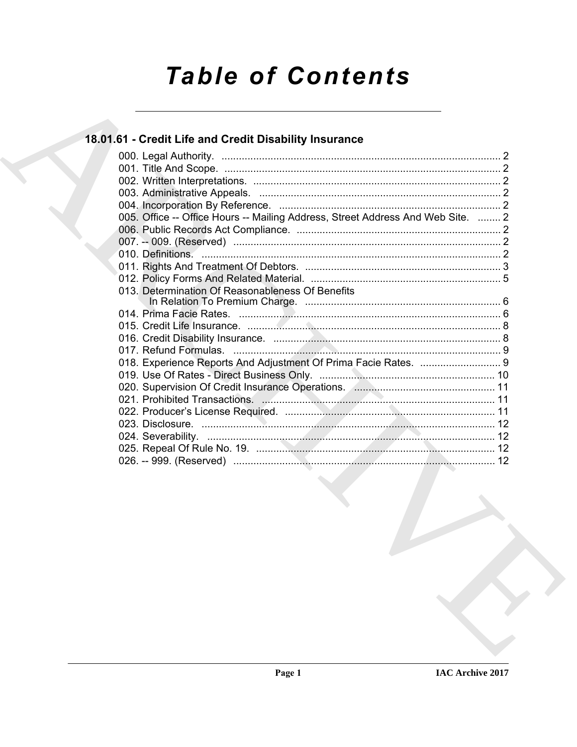# Table of Contents

## 18.01.61 - Credit Life and Credit Disability Insurance

000. Legal Authority. ........................................................................................ 2
001. Title And Scope. ........................................................................................ 2
002. Written Interpretations. ........................................................................................ 2
003. Administrative Appeals. ........................................................................................ 2
004. Incorporation By Reference. ........................................................................................ 2
005. Office -- Office Hours -- Mailing Address, Street Address And Web Site. ........ 2
006. Public Records Act Compliance. ........................................................................................ 2
007. -- 009. (Reserved) ........................................................................................ 2
010. Definitions. ........................................................................................ 2
011. Rights And Treatment Of Debtors. ........................................................................................ 3
012. Policy Forms And Related Material. ........................................................................................ 5
013. Determination Of Reasonableness Of Benefits In Relation To Premium Charge. ........................................................................................ 6
014. Prima Facie Rates. ........................................................................................ 6
015. Credit Life Insurance. ........................................................................................ 8
016. Credit Disability Insurance. ........................................................................................ 8
017. Refund Formulas. ........................................................................................ 9
018. Experience Reports And Adjustment Of Prima Facie Rates. ............................ 9
019. Use Of Rates - Direct Business Only. ........................................................................................ 10
020. Supervision Of Credit Insurance Operations. ........................................................................................ 11
021. Prohibited Transactions. ........................................................................................ 11
022. Producer's License Required. ........................................................................................ 11
023. Disclosure. ........................................................................................ 12
024. Severability. ........................................................................................ 12
025. Repeal Of Rule No. 19. ........................................................................................ 12
026. -- 999. (Reserved) ........................................................................................ 12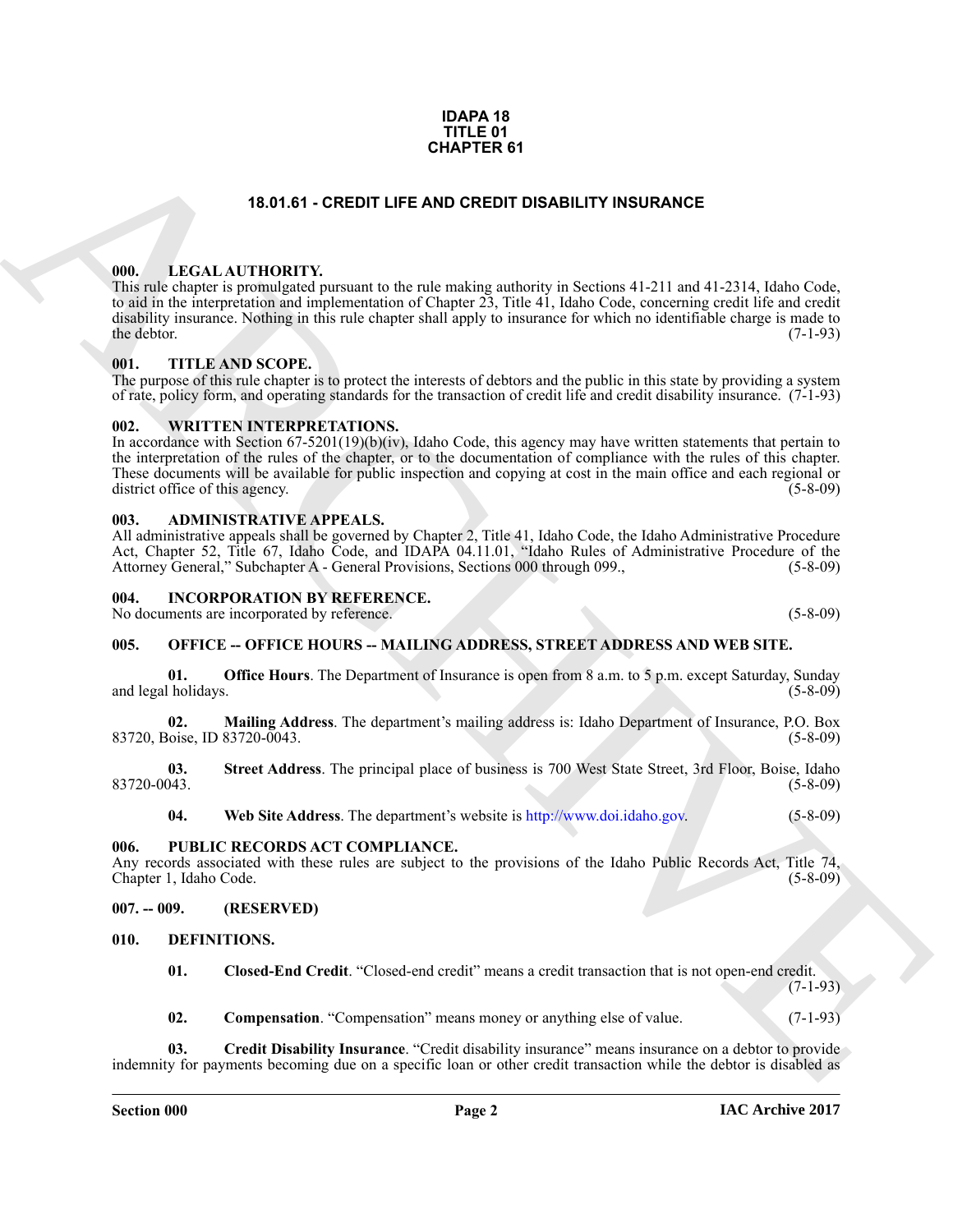**IDAPA 18**
**TITLE 01**
**CHAPTER 61**

# 18.01.61 - CREDIT LIFE AND CREDIT DISABILITY INSURANCE

## 000. LEGAL AUTHORITY.

This rule chapter is promulgated pursuant to the rule making authority in Sections 41-211 and 41-2314, Idaho Code, to aid in the interpretation and implementation of Chapter 23, Title 41, Idaho Code, concerning credit life and credit disability insurance. Nothing in this rule chapter shall apply to insurance for which no identifiable charge is made to the debtor. (7-1-93)

## 001. TITLE AND SCOPE.

The purpose of this rule chapter is to protect the interests of debtors and the public in this state by providing a system of rate, policy form, and operating standards for the transaction of credit life and credit disability insurance. (7-1-93)

## 002. WRITTEN INTERPRETATIONS.

In accordance with Section 67-5201(19)(b)(iv), Idaho Code, this agency may have written statements that pertain to the interpretation of the rules of the chapter, or to the documentation of compliance with the rules of this chapter. These documents will be available for public inspection and copying at cost in the main office and each regional or district office of this agency. (5-8-09)

## 003. ADMINISTRATIVE APPEALS.

All administrative appeals shall be governed by Chapter 2, Title 41, Idaho Code, the Idaho Administrative Procedure Act, Chapter 52, Title 67, Idaho Code, and IDAPA 04.11.01, "Idaho Rules of Administrative Procedure of the Attorney General," Subchapter A - General Provisions, Sections 000 through 099., (5-8-09)

## 004. INCORPORATION BY REFERENCE.

No documents are incorporated by reference. (5-8-09)

## 005. OFFICE -- OFFICE HOURS -- MAILING ADDRESS, STREET ADDRESS AND WEB SITE.

**01. Office Hours**. The Department of Insurance is open from 8 a.m. to 5 p.m. except Saturday, Sunday and legal holidays. (5-8-09)

**02. Mailing Address**. The department's mailing address is: Idaho Department of Insurance, P.O. Box 83720, Boise, ID 83720-0043. (5-8-09)

**03. Street Address**. The principal place of business is 700 West State Street, 3rd Floor, Boise, Idaho 83720-0043. (5-8-09)

**04. Web Site Address**. The department's website is http://www.doi.idaho.gov. (5-8-09)

## 006. PUBLIC RECORDS ACT COMPLIANCE.

Any records associated with these rules are subject to the provisions of the Idaho Public Records Act, Title 74, Chapter 1, Idaho Code. (5-8-09)

## 007. -- 009. (RESERVED)

## 010. DEFINITIONS.

**01. Closed-End Credit**. "Closed-end credit" means a credit transaction that is not open-end credit. (7-1-93)

**02. Compensation**. "Compensation" means money or anything else of value. (7-1-93)

**03. Credit Disability Insurance**. "Credit disability insurance" means insurance on a debtor to provide indemnity for payments becoming due on a specific loan or other credit transaction while the debtor is disabled as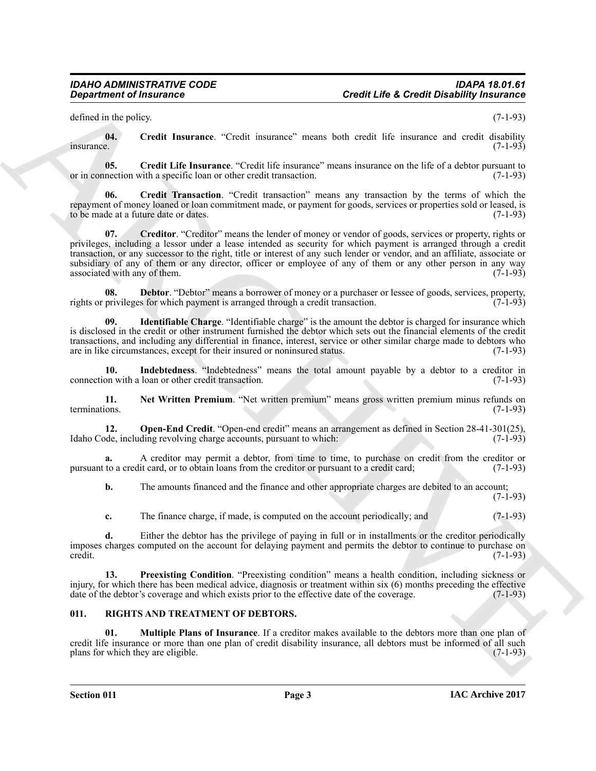defined in the policy. (7-1-93)

**04. Credit Insurance**. "Credit insurance" means both credit life insurance and credit disability insurance. (7-1-93)

**05. Credit Life Insurance**. "Credit life insurance" means insurance on the life of a debtor pursuant to or in connection with a specific loan or other credit transaction. (7-1-93)

**06. Credit Transaction**. "Credit transaction" means any transaction by the terms of which the repayment of money loaned or loan commitment made, or payment for goods, services or properties sold or leased, is to be made at a future date or dates. (7-1-93)

**07. Creditor**. "Creditor" means the lender of money or vendor of goods, services or property, rights or privileges, including a lessor under a lease intended as security for which payment is arranged through a credit transaction, or any successor to the right, title or interest of any such lender or vendor, and an affiliate, associate or subsidiary of any of them or any director, officer or employee of any of them or any other person in any way associated with any of them. (7-1-93)

**08. Debtor**. "Debtor" means a borrower of money or a purchaser or lessee of goods, services, property, rights or privileges for which payment is arranged through a credit transaction. (7-1-93)

**09. Identifiable Charge**. "Identifiable charge" is the amount the debtor is charged for insurance which is disclosed in the credit or other instrument furnished the debtor which sets out the financial elements of the credit transactions, and including any differential in finance, interest, service or other similar charge made to debtors who are in like circumstances, except for their insured or noninsured status. (7-1-93)

**10. Indebtedness**. "Indebtedness" means the total amount payable by a debtor to a creditor in connection with a loan or other credit transaction. (7-1-93)

**11. Net Written Premium**. "Net written premium" means gross written premium minus refunds on terminations. (7-1-93)

**12. Open-End Credit**. "Open-end credit" means an arrangement as defined in Section 28-41-301(25), Idaho Code, including revolving charge accounts, pursuant to which: (7-1-93)

**a.** A creditor may permit a debtor, from time to time, to purchase on credit from the creditor or pursuant to a credit card, or to obtain loans from the creditor or pursuant to a credit card; (7-1-93)

**b.** The amounts financed and the finance and other appropriate charges are debited to an account; (7-1-93)

**c.** The finance charge, if made, is computed on the account periodically; and (7-1-93)

**d.** Either the debtor has the privilege of paying in full or in installments or the creditor periodically imposes charges computed on the account for delaying payment and permits the debtor to continue to purchase on credit. (7-1-93)

**13. Preexisting Condition**. "Preexisting condition" means a health condition, including sickness or injury, for which there has been medical advice, diagnosis or treatment within six (6) months preceding the effective date of the debtor's coverage and which exists prior to the effective date of the coverage. (7-1-93)

## 011. RIGHTS AND TREATMENT OF DEBTORS.

**01. Multiple Plans of Insurance**. If a creditor makes available to the debtors more than one plan of credit life insurance or more than one plan of credit disability insurance, all debtors must be informed of all such plans for which they are eligible. (7-1-93)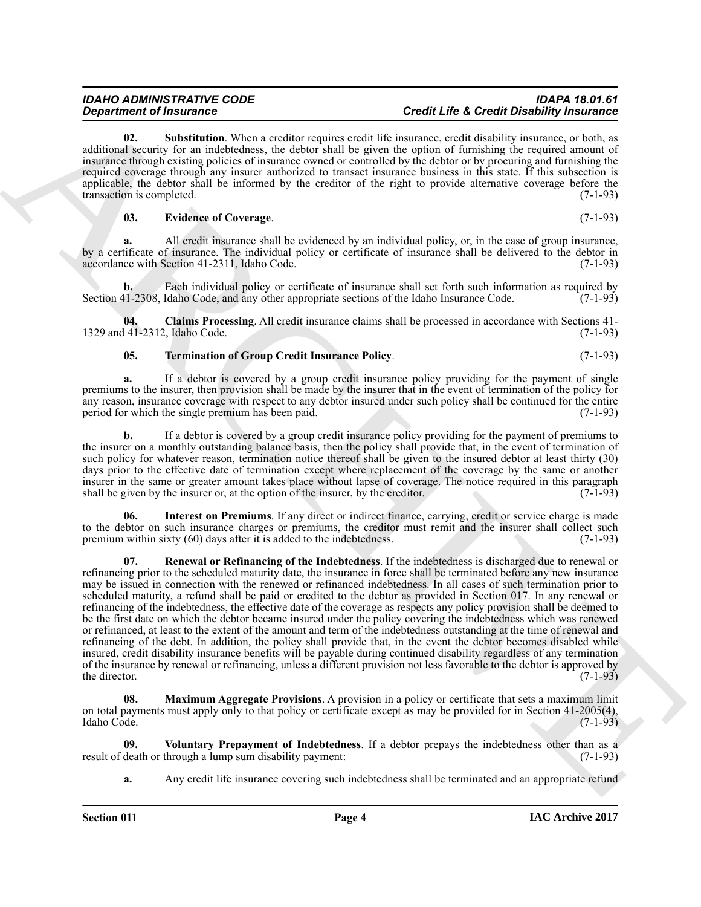**02. Substitution**. When a creditor requires credit life insurance, credit disability insurance, or both, as additional security for an indebtedness, the debtor shall be given the option of furnishing the required amount of insurance through existing policies of insurance owned or controlled by the debtor or by procuring and furnishing the required coverage through any insurer authorized to transact insurance business in this state. If this subsection is applicable, the debtor shall be informed by the creditor of the right to provide alternative coverage before the transaction is completed. (7-1-93)

**03. Evidence of Coverage**. (7-1-93)

**a.** All credit insurance shall be evidenced by an individual policy, or, in the case of group insurance, by a certificate of insurance. The individual policy or certificate of insurance shall be delivered to the debtor in accordance with Section 41-2311, Idaho Code. (7-1-93)

**b.** Each individual policy or certificate of insurance shall set forth such information as required by Section 41-2308, Idaho Code, and any other appropriate sections of the Idaho Insurance Code. (7-1-93)

**04. Claims Processing**. All credit insurance claims shall be processed in accordance with Sections 41-1329 and 41-2312, Idaho Code. (7-1-93)

**05. Termination of Group Credit Insurance Policy**. (7-1-93)

**a.** If a debtor is covered by a group credit insurance policy providing for the payment of single premiums to the insurer, then provision shall be made by the insurer that in the event of termination of the policy for any reason, insurance coverage with respect to any debtor insured under such policy shall be continued for the entire period for which the single premium has been paid. (7-1-93)

**b.** If a debtor is covered by a group credit insurance policy providing for the payment of premiums to the insurer on a monthly outstanding balance basis, then the policy shall provide that, in the event of termination of such policy for whatever reason, termination notice thereof shall be given to the insured debtor at least thirty (30) days prior to the effective date of termination except where replacement of the coverage by the same or another insurer in the same or greater amount takes place without lapse of coverage. The notice required in this paragraph shall be given by the insurer or, at the option of the insurer, by the creditor. (7-1-93)

**06. Interest on Premiums**. If any direct or indirect finance, carrying, credit or service charge is made to the debtor on such insurance charges or premiums, the creditor must remit and the insurer shall collect such premium within sixty (60) days after it is added to the indebtedness. (7-1-93)

**07. Renewal or Refinancing of the Indebtedness**. If the indebtedness is discharged due to renewal or refinancing prior to the scheduled maturity date, the insurance in force shall be terminated before any new insurance may be issued in connection with the renewed or refinanced indebtedness. In all cases of such termination prior to scheduled maturity, a refund shall be paid or credited to the debtor as provided in Section 017. In any renewal or refinancing of the indebtedness, the effective date of the coverage as respects any policy provision shall be deemed to be the first date on which the debtor became insured under the policy covering the indebtedness which was renewed or refinanced, at least to the extent of the amount and term of the indebtedness outstanding at the time of renewal and refinancing of the debt. In addition, the policy shall provide that, in the event the debtor becomes disabled while insured, credit disability insurance benefits will be payable during continued disability regardless of any termination of the insurance by renewal or refinancing, unless a different provision not less favorable to the debtor is approved by the director. (7-1-93)

**08. Maximum Aggregate Provisions**. A provision in a policy or certificate that sets a maximum limit on total payments must apply only to that policy or certificate except as may be provided for in Section 41-2005(4), Idaho Code. (7-1-93)

**09. Voluntary Prepayment of Indebtedness**. If a debtor prepays the indebtedness other than as a result of death or through a lump sum disability payment: (7-1-93)

**a.** Any credit life insurance covering such indebtedness shall be terminated and an appropriate refund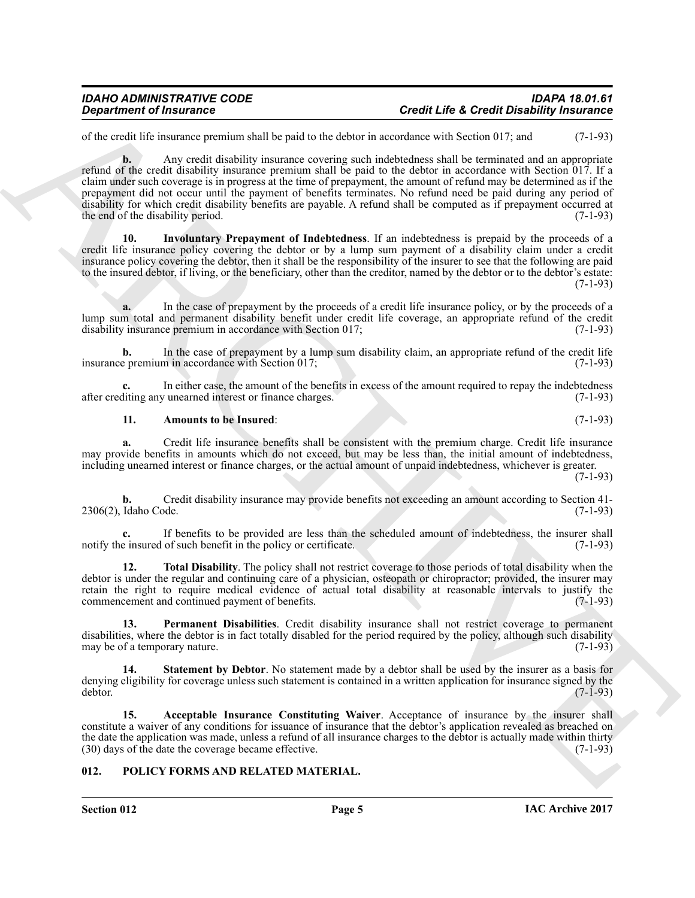of the credit life insurance premium shall be paid to the debtor in accordance with Section 017; and (7-1-93)

**b.** Any credit disability insurance covering such indebtedness shall be terminated and an appropriate refund of the credit disability insurance premium shall be paid to the debtor in accordance with Section 017. If a claim under such coverage is in progress at the time of prepayment, the amount of refund may be determined as if the prepayment did not occur until the payment of benefits terminates. No refund need be paid during any period of disability for which credit disability benefits are payable. A refund shall be computed as if prepayment occurred at the end of the disability period. (7-1-93)

**10. Involuntary Prepayment of Indebtedness**. If an indebtedness is prepaid by the proceeds of a credit life insurance policy covering the debtor or by a lump sum payment of a disability claim under a credit insurance policy covering the debtor, then it shall be the responsibility of the insurer to see that the following are paid to the insured debtor, if living, or the beneficiary, other than the creditor, named by the debtor or to the debtor's estate: (7-1-93)

**a.** In the case of prepayment by the proceeds of a credit life insurance policy, or by the proceeds of a lump sum total and permanent disability benefit under credit life coverage, an appropriate refund of the credit disability insurance premium in accordance with Section 017; (7-1-93)

**b.** In the case of prepayment by a lump sum disability claim, an appropriate refund of the credit life insurance premium in accordance with Section 017; (7-1-93)

**c.** In either case, the amount of the benefits in excess of the amount required to repay the indebtedness after crediting any unearned interest or finance charges. (7-1-93)

**11. Amounts to be Insured**: (7-1-93)

**a.** Credit life insurance benefits shall be consistent with the premium charge. Credit life insurance may provide benefits in amounts which do not exceed, but may be less than, the initial amount of indebtedness, including unearned interest or finance charges, or the actual amount of unpaid indebtedness, whichever is greater. (7-1-93)

**b.** Credit disability insurance may provide benefits not exceeding an amount according to Section 41-2306(2), Idaho Code. (7-1-93)

**c.** If benefits to be provided are less than the scheduled amount of indebtedness, the insurer shall notify the insured of such benefit in the policy or certificate. (7-1-93)

**12. Total Disability**. The policy shall not restrict coverage to those periods of total disability when the debtor is under the regular and continuing care of a physician, osteopath or chiropractor; provided, the insurer may retain the right to require medical evidence of actual total disability at reasonable intervals to justify the commencement and continued payment of benefits. (7-1-93)

**13. Permanent Disabilities**. Credit disability insurance shall not restrict coverage to permanent disabilities, where the debtor is in fact totally disabled for the period required by the policy, although such disability may be of a temporary nature. (7-1-93)

**14. Statement by Debtor**. No statement made by a debtor shall be used by the insurer as a basis for denying eligibility for coverage unless such statement is contained in a written application for insurance signed by the debtor. (7-1-93)

**15. Acceptable Insurance Constituting Waiver**. Acceptance of insurance by the insurer shall constitute a waiver of any conditions for issuance of insurance that the debtor's application revealed as breached on the date the application was made, unless a refund of all insurance charges to the debtor is actually made within thirty (30) days of the date the coverage became effective. (7-1-93)

## 012. POLICY FORMS AND RELATED MATERIAL.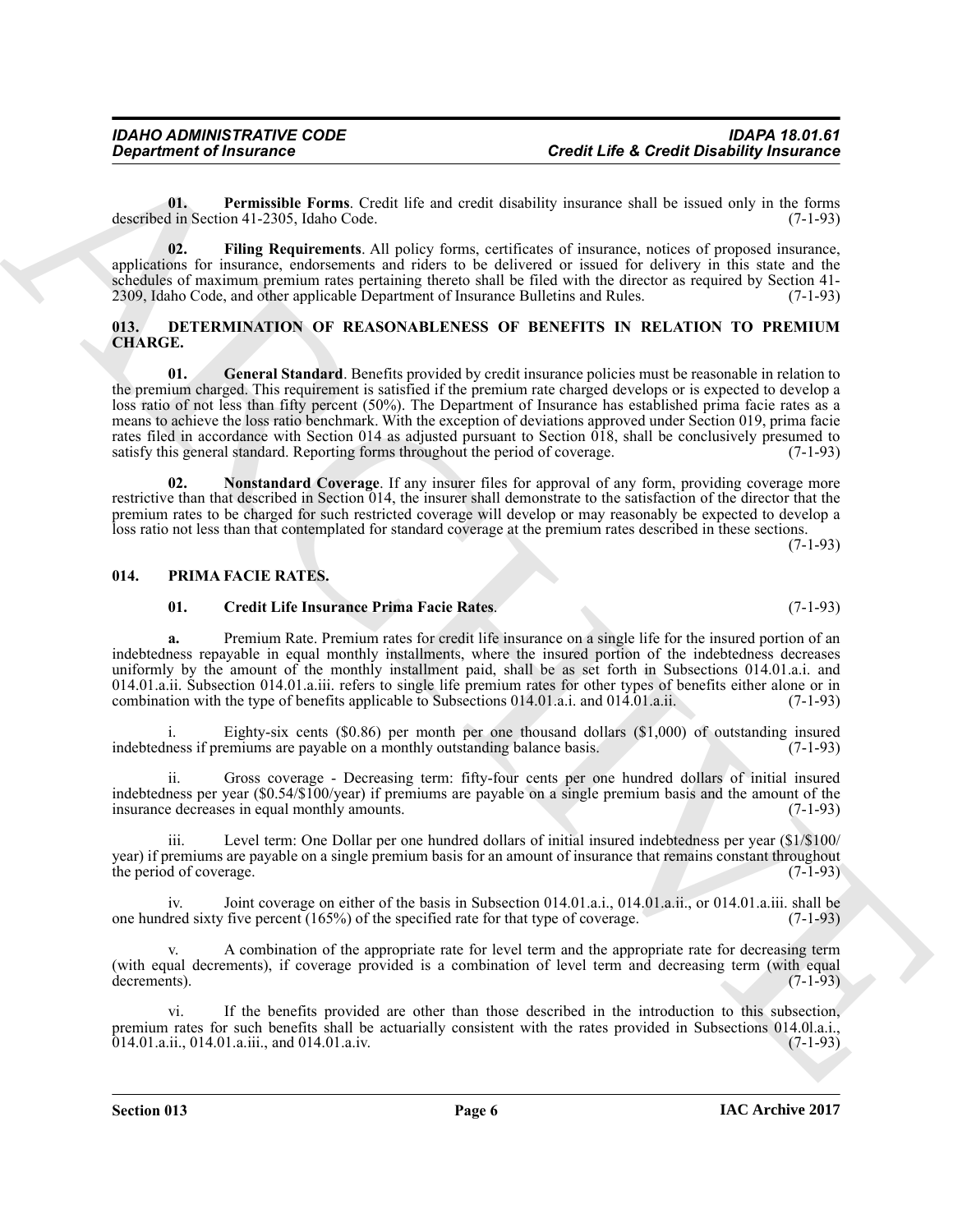**01. Permissible Forms**. Credit life and credit disability insurance shall be issued only in the forms described in Section 41-2305, Idaho Code. (7-1-93)

**02. Filing Requirements**. All policy forms, certificates of insurance, notices of proposed insurance, applications for insurance, endorsements and riders to be delivered or issued for delivery in this state and the schedules of maximum premium rates pertaining thereto shall be filed with the director as required by Section 41-2309, Idaho Code, and other applicable Department of Insurance Bulletins and Rules. (7-1-93)

## 013. DETERMINATION OF REASONABLENESS OF BENEFITS IN RELATION TO PREMIUM CHARGE.

**01. General Standard**. Benefits provided by credit insurance policies must be reasonable in relation to the premium charged. This requirement is satisfied if the premium rate charged develops or is expected to develop a loss ratio of not less than fifty percent (50%). The Department of Insurance has established prima facie rates as a means to achieve the loss ratio benchmark. With the exception of deviations approved under Section 019, prima facie rates filed in accordance with Section 014 as adjusted pursuant to Section 018, shall be conclusively presumed to satisfy this general standard. Reporting forms throughout the period of coverage. (7-1-93)

**02. Nonstandard Coverage**. If any insurer files for approval of any form, providing coverage more restrictive than that described in Section 014, the insurer shall demonstrate to the satisfaction of the director that the premium rates to be charged for such restricted coverage will develop or may reasonably be expected to develop a loss ratio not less than that contemplated for standard coverage at the premium rates described in these sections. (7-1-93)

## 014. PRIMA FACIE RATES.

**01. Credit Life Insurance Prima Facie Rates**. (7-1-93)

**a.** Premium Rate. Premium rates for credit life insurance on a single life for the insured portion of an indebtedness repayable in equal monthly installments, where the insured portion of the indebtedness decreases uniformly by the amount of the monthly installment paid, shall be as set forth in Subsections 014.01.a.i. and 014.01.a.ii. Subsection 014.01.a.iii. refers to single life premium rates for other types of benefits either alone or in combination with the type of benefits applicable to Subsections 014.01.a.i. and 014.01.a.ii. (7-1-93)

i. Eighty-six cents ($0.86) per month per one thousand dollars ($1,000) of outstanding insured indebtedness if premiums are payable on a monthly outstanding balance basis. (7-1-93)

ii. Gross coverage - Decreasing term: fifty-four cents per one hundred dollars of initial insured indebtedness per year ($0.54/$100/year) if premiums are payable on a single premium basis and the amount of the insurance decreases in equal monthly amounts. (7-1-93)

iii. Level term: One Dollar per one hundred dollars of initial insured indebtedness per year ($1/$100/year) if premiums are payable on a single premium basis for an amount of insurance that remains constant throughout the period of coverage. (7-1-93)

iv. Joint coverage on either of the basis in Subsection 014.01.a.i., 014.01.a.ii., or 014.01.a.iii. shall be one hundred sixty five percent (165%) of the specified rate for that type of coverage. (7-1-93)

v. A combination of the appropriate rate for level term and the appropriate rate for decreasing term (with equal decrements), if coverage provided is a combination of level term and decreasing term (with equal decrements). (7-1-93)

vi. If the benefits provided are other than those described in the introduction to this subsection, premium rates for such benefits shall be actuarially consistent with the rates provided in Subsections 014.0l.a.i., 014.01.a.ii., 014.01.a.iii., and 014.01.a.iv. (7-1-93)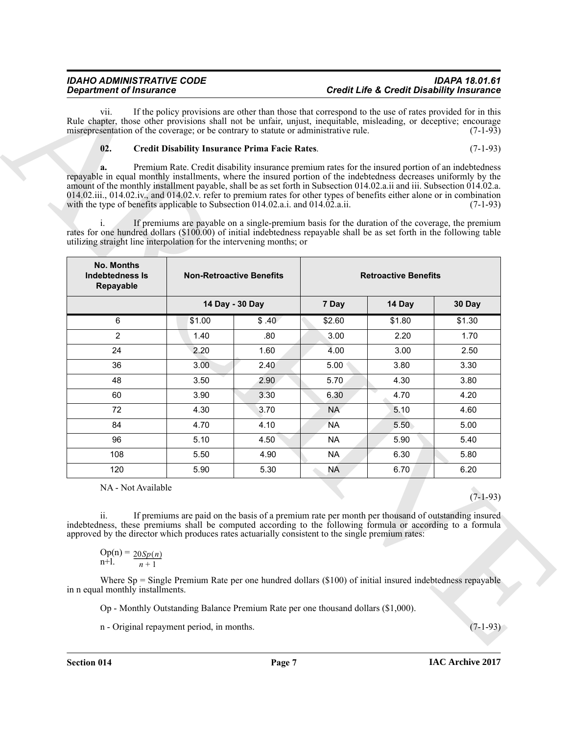vii. If the policy provisions are other than those that correspond to the use of rates provided for in this Rule chapter, those other provisions shall not be unfair, unjust, inequitable, misleading, or deceptive; encourage misrepresentation of the coverage; or be contrary to statute or administrative rule. (7-1-93)

**02. Credit Disability Insurance Prima Facie Rates**. (7-1-93)

**a.** Premium Rate. Credit disability insurance premium rates for the insured portion of an indebtedness repayable in equal monthly installments, where the insured portion of the indebtedness decreases uniformly by the amount of the monthly installment payable, shall be as set forth in Subsection 014.02.a.ii and iii. Subsection 014.02.a. 014.02.iii., 014.02.iv., and 014.02.v. refer to premium rates for other types of benefits either alone or in combination with the type of benefits applicable to Subsection 014.02.a.i. and 014.02.a.ii. (7-1-93)

i. If premiums are payable on a single-premium basis for the duration of the coverage, the premium rates for one hundred dollars ($100.00) of initial indebtedness repayable shall be as set forth in the following table utilizing straight line interpolation for the intervening months; or

| No. Months Indebtedness Is Repayable | Non-Retroactive Benefits | | Retroactive Benefits | | |
|---|---|---|---|---|---|
| | 14 Day - 30 Day | | 7 Day | 14 Day | 30 Day |
| 6 | $1.00 | $ .40 | $2.60 | $1.80 | $1.30 |
| 2 | 1.40 | .80 | 3.00 | 2.20 | 1.70 |
| 24 | 2.20 | 1.60 | 4.00 | 3.00 | 2.50 |
| 36 | 3.00 | 2.40 | 5.00 | 3.80 | 3.30 |
| 48 | 3.50 | 2.90 | 5.70 | 4.30 | 3.80 |
| 60 | 3.90 | 3.30 | 6.30 | 4.70 | 4.20 |
| 72 | 4.30 | 3.70 | NA | 5.10 | 4.60 |
| 84 | 4.70 | 4.10 | NA | 5.50 | 5.00 |
| 96 | 5.10 | 4.50 | NA | 5.90 | 5.40 |
| 108 | 5.50 | 4.90 | NA | 6.30 | 5.80 |
| 120 | 5.90 | 5.30 | NA | 6.70 | 6.20 |

NA - Not Available

(7-1-93)

ii. If premiums are paid on the basis of a premium rate per month per thousand of outstanding insured indebtedness, these premiums shall be computed according to the following formula or according to a formula approved by the director which produces rates actuarially consistent to the single premium rates:

$$Op(n) = \frac{20Sp(n)}{n+1}$$
n+l.

Where Sp = Single Premium Rate per one hundred dollars ($100) of initial insured indebtedness repayable in n equal monthly installments.

Op - Monthly Outstanding Balance Premium Rate per one thousand dollars ($1,000).

n - Original repayment period, in months. (7-1-93)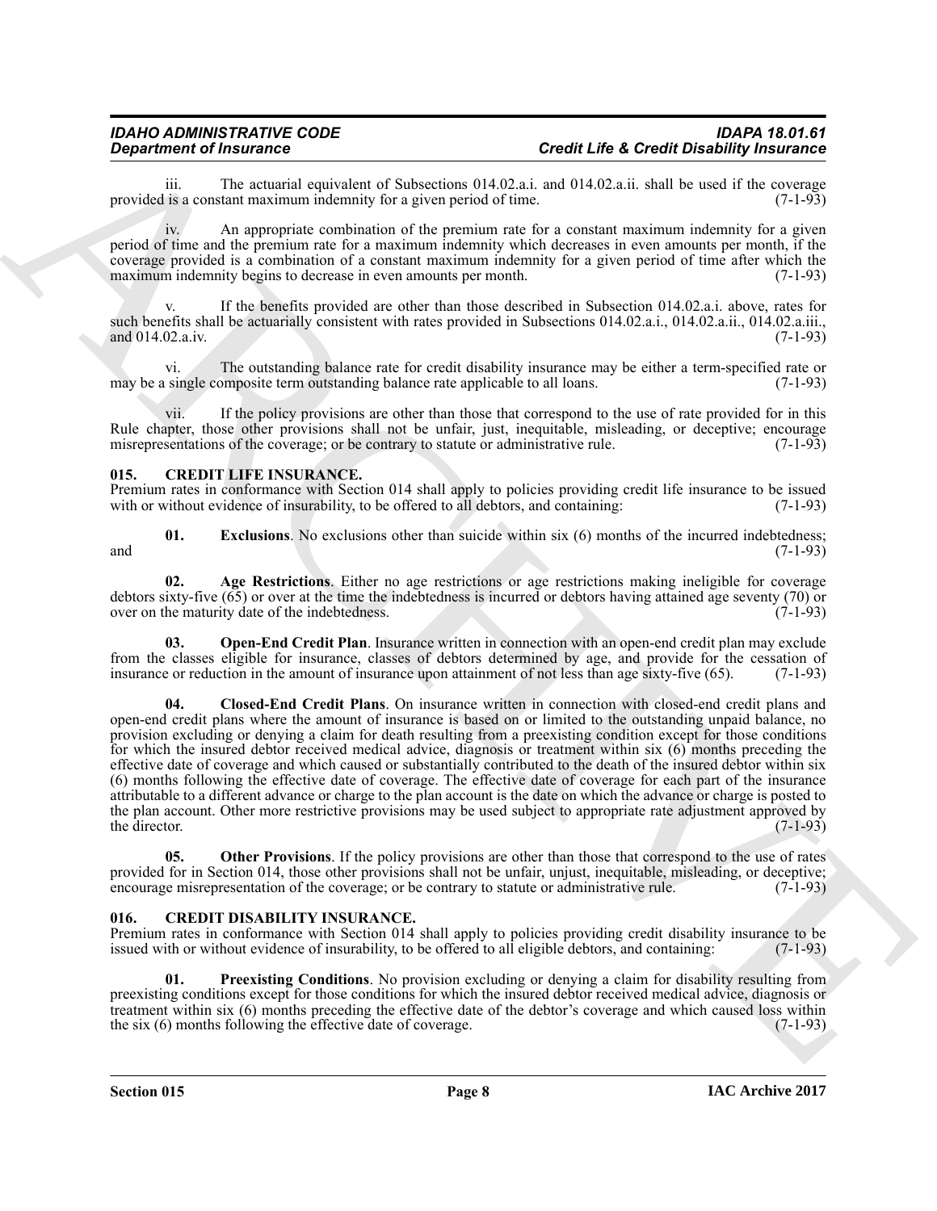iii. The actuarial equivalent of Subsections 014.02.a.i. and 014.02.a.ii. shall be used if the coverage provided is a constant maximum indemnity for a given period of time. (7-1-93)

iv. An appropriate combination of the premium rate for a constant maximum indemnity for a given period of time and the premium rate for a maximum indemnity which decreases in even amounts per month, if the coverage provided is a combination of a constant maximum indemnity for a given period of time after which the maximum indemnity begins to decrease in even amounts per month. (7-1-93)

v. If the benefits provided are other than those described in Subsection 014.02.a.i. above, rates for such benefits shall be actuarially consistent with rates provided in Subsections 014.02.a.i., 014.02.a.ii., 014.02.a.iii., and 014.02.a.iv. (7-1-93)

vi. The outstanding balance rate for credit disability insurance may be either a term-specified rate or may be a single composite term outstanding balance rate applicable to all loans. (7-1-93)

vii. If the policy provisions are other than those that correspond to the use of rate provided for in this Rule chapter, those other provisions shall not be unfair, just, inequitable, misleading, or deceptive; encourage misrepresentations of the coverage; or be contrary to statute or administrative rule. (7-1-93)

## 015. CREDIT LIFE INSURANCE.

Premium rates in conformance with Section 014 shall apply to policies providing credit life insurance to be issued with or without evidence of insurability, to be offered to all debtors, and containing: (7-1-93)

**01. Exclusions**. No exclusions other than suicide within six (6) months of the incurred indebtedness; and (7-1-93)

**02. Age Restrictions**. Either no age restrictions or age restrictions making ineligible for coverage debtors sixty-five (65) or over at the time the indebtedness is incurred or debtors having attained age seventy (70) or over on the maturity date of the indebtedness. (7-1-93)

**03. Open-End Credit Plan**. Insurance written in connection with an open-end credit plan may exclude from the classes eligible for insurance, classes of debtors determined by age, and provide for the cessation of insurance or reduction in the amount of insurance upon attainment of not less than age sixty-five (65). (7-1-93)

**04. Closed-End Credit Plans**. On insurance written in connection with closed-end credit plans and open-end credit plans where the amount of insurance is based on or limited to the outstanding unpaid balance, no provision excluding or denying a claim for death resulting from a preexisting condition except for those conditions for which the insured debtor received medical advice, diagnosis or treatment within six (6) months preceding the effective date of coverage and which caused or substantially contributed to the death of the insured debtor within six (6) months following the effective date of coverage. The effective date of coverage for each part of the insurance attributable to a different advance or charge to the plan account is the date on which the advance or charge is posted to the plan account. Other more restrictive provisions may be used subject to appropriate rate adjustment approved by the director. (7-1-93)

**05. Other Provisions**. If the policy provisions are other than those that correspond to the use of rates provided for in Section 014, those other provisions shall not be unfair, unjust, inequitable, misleading, or deceptive; encourage misrepresentation of the coverage; or be contrary to statute or administrative rule. (7-1-93)

## 016. CREDIT DISABILITY INSURANCE.

Premium rates in conformance with Section 014 shall apply to policies providing credit disability insurance to be issued with or without evidence of insurability, to be offered to all eligible debtors, and containing: (7-1-93)

**01. Preexisting Conditions**. No provision excluding or denying a claim for disability resulting from preexisting conditions except for those conditions for which the insured debtor received medical advice, diagnosis or treatment within six (6) months preceding the effective date of the debtor's coverage and which caused loss within the six (6) months following the effective date of coverage. (7-1-93)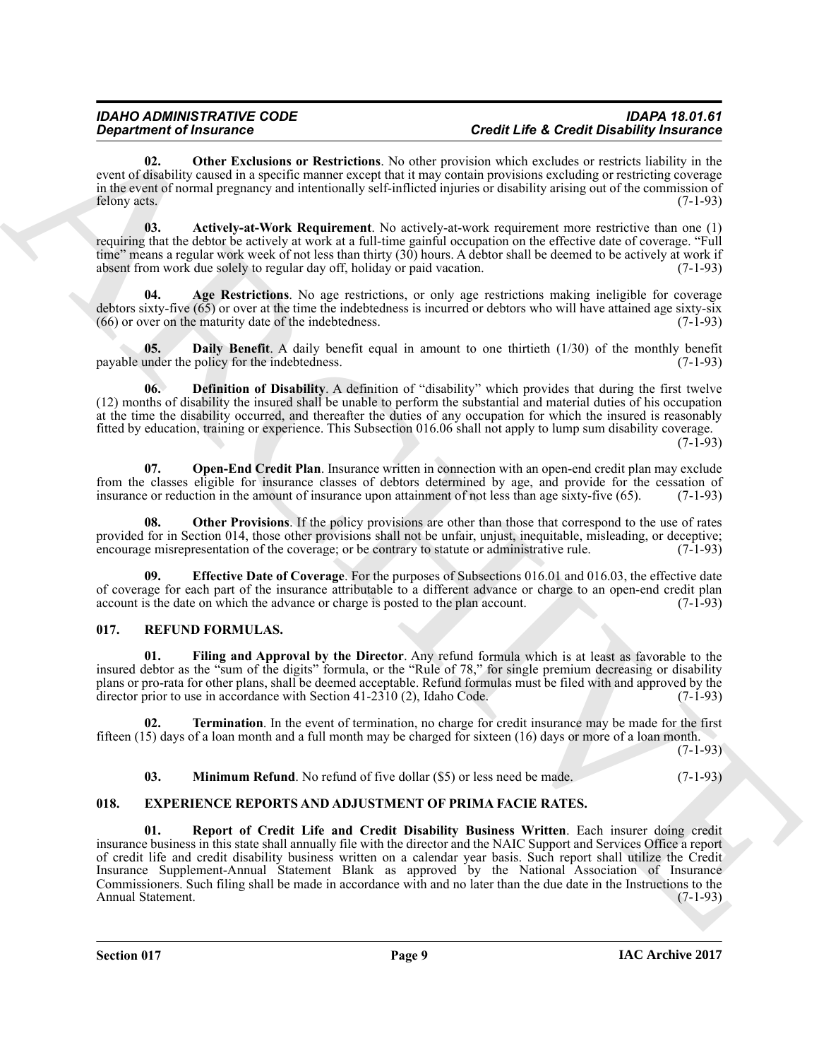**02. Other Exclusions or Restrictions**. No other provision which excludes or restricts liability in the event of disability caused in a specific manner except that it may contain provisions excluding or restricting coverage in the event of normal pregnancy and intentionally self-inflicted injuries or disability arising out of the commission of felony acts. (7-1-93)

**03. Actively-at-Work Requirement**. No actively-at-work requirement more restrictive than one (1) requiring that the debtor be actively at work at a full-time gainful occupation on the effective date of coverage. "Full time" means a regular work week of not less than thirty (30) hours. A debtor shall be deemed to be actively at work if absent from work due solely to regular day off, holiday or paid vacation. (7-1-93)

**04. Age Restrictions**. No age restrictions, or only age restrictions making ineligible for coverage debtors sixty-five (65) or over at the time the indebtedness is incurred or debtors who will have attained age sixty-six (66) or over on the maturity date of the indebtedness. (7-1-93)

**05. Daily Benefit**. A daily benefit equal in amount to one thirtieth (1/30) of the monthly benefit payable under the policy for the indebtedness. (7-1-93)

**06. Definition of Disability**. A definition of "disability" which provides that during the first twelve (12) months of disability the insured shall be unable to perform the substantial and material duties of his occupation at the time the disability occurred, and thereafter the duties of any occupation for which the insured is reasonably fitted by education, training or experience. This Subsection 016.06 shall not apply to lump sum disability coverage. (7-1-93)

**07. Open-End Credit Plan**. Insurance written in connection with an open-end credit plan may exclude from the classes eligible for insurance classes of debtors determined by age, and provide for the cessation of insurance or reduction in the amount of insurance upon attainment of not less than age sixty-five (65). (7-1-93)

**08. Other Provisions**. If the policy provisions are other than those that correspond to the use of rates provided for in Section 014, those other provisions shall not be unfair, unjust, inequitable, misleading, or deceptive; encourage misrepresentation of the coverage; or be contrary to statute or administrative rule. (7-1-93)

**09. Effective Date of Coverage**. For the purposes of Subsections 016.01 and 016.03, the effective date of coverage for each part of the insurance attributable to a different advance or charge to an open-end credit plan account is the date on which the advance or charge is posted to the plan account. (7-1-93)

## 017. REFUND FORMULAS.

**01. Filing and Approval by the Director**. Any refund formula which is at least as favorable to the insured debtor as the "sum of the digits" formula, or the "Rule of 78," for single premium decreasing or disability plans or pro-rata for other plans, shall be deemed acceptable. Refund formulas must be filed with and approved by the director prior to use in accordance with Section 41-2310 (2), Idaho Code. (7-1-93)

**02. Termination**. In the event of termination, no charge for credit insurance may be made for the first fifteen (15) days of a loan month and a full month may be charged for sixteen (16) days or more of a loan month. (7-1-93)

**03. Minimum Refund**. No refund of five dollar ($5) or less need be made. (7-1-93)

## 018. EXPERIENCE REPORTS AND ADJUSTMENT OF PRIMA FACIE RATES.

**01. Report of Credit Life and Credit Disability Business Written**. Each insurer doing credit insurance business in this state shall annually file with the director and the NAIC Support and Services Office a report of credit life and credit disability business written on a calendar year basis. Such report shall utilize the Credit Insurance Supplement-Annual Statement Blank as approved by the National Association of Insurance Commissioners. Such filing shall be made in accordance with and no later than the due date in the Instructions to the Annual Statement. (7-1-93)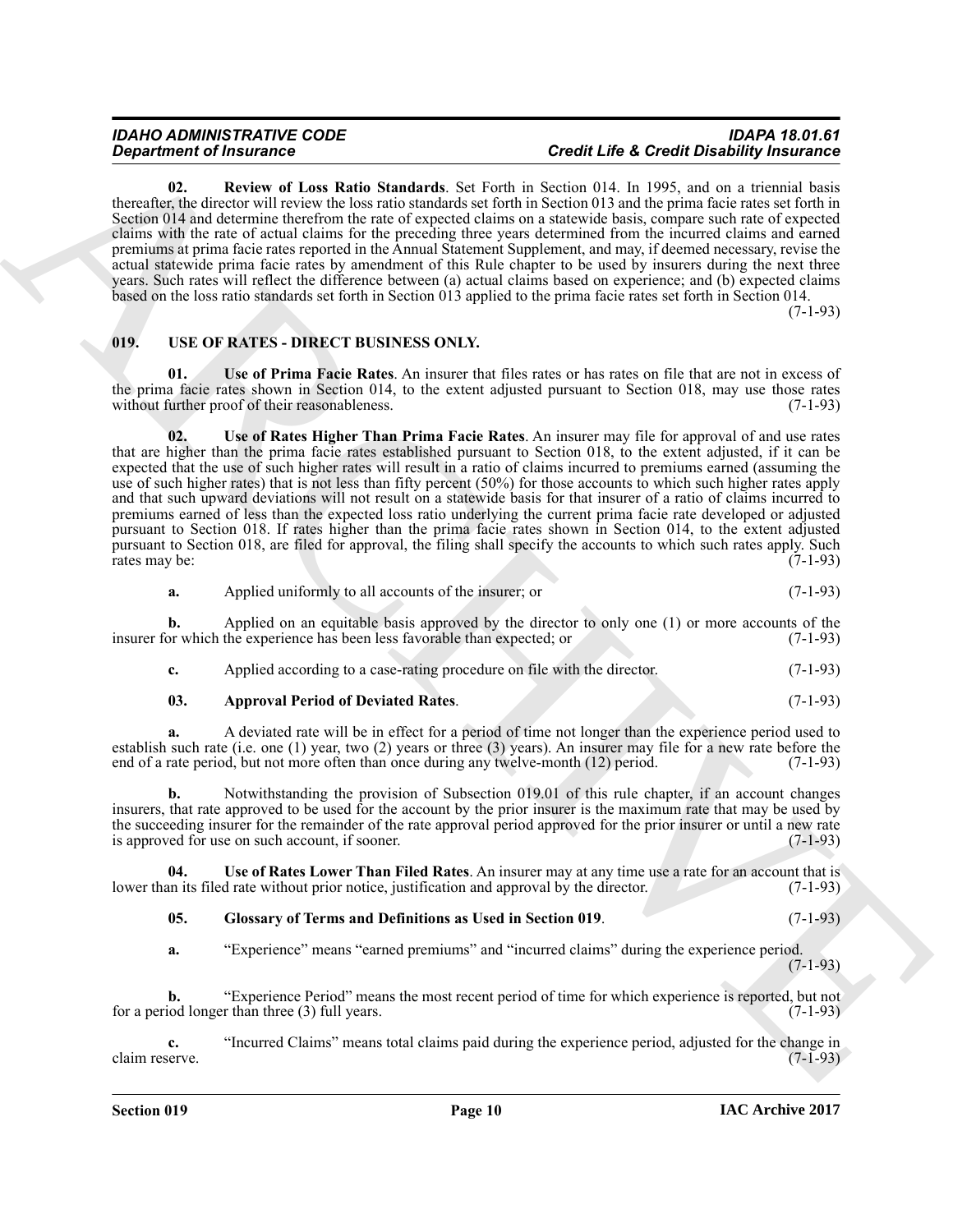**02. Review of Loss Ratio Standards**. Set Forth in Section 014. In 1995, and on a triennial basis thereafter, the director will review the loss ratio standards set forth in Section 013 and the prima facie rates set forth in Section 014 and determine therefrom the rate of expected claims on a statewide basis, compare such rate of expected claims with the rate of actual claims for the preceding three years determined from the incurred claims and earned premiums at prima facie rates reported in the Annual Statement Supplement, and may, if deemed necessary, revise the actual statewide prima facie rates by amendment of this Rule chapter to be used by insurers during the next three years. Such rates will reflect the difference between (a) actual claims based on experience; and (b) expected claims based on the loss ratio standards set forth in Section 013 applied to the prima facie rates set forth in Section 014. (7-1-93)

## 019. USE OF RATES - DIRECT BUSINESS ONLY.

**01. Use of Prima Facie Rates**. An insurer that files rates or has rates on file that are not in excess of the prima facie rates shown in Section 014, to the extent adjusted pursuant to Section 018, may use those rates without further proof of their reasonableness. (7-1-93)

**02. Use of Rates Higher Than Prima Facie Rates**. An insurer may file for approval of and use rates that are higher than the prima facie rates established pursuant to Section 018, to the extent adjusted, if it can be expected that the use of such higher rates will result in a ratio of claims incurred to premiums earned (assuming the use of such higher rates) that is not less than fifty percent (50%) for those accounts to which such higher rates apply and that such upward deviations will not result on a statewide basis for that insurer of a ratio of claims incurred to premiums earned of less than the expected loss ratio underlying the current prima facie rate developed or adjusted pursuant to Section 018. If rates higher than the prima facie rates shown in Section 014, to the extent adjusted pursuant to Section 018, are filed for approval, the filing shall specify the accounts to which such rates apply. Such rates may be: (7-1-93)

**a.** Applied uniformly to all accounts of the insurer; or (7-1-93)

**b.** Applied on an equitable basis approved by the director to only one (1) or more accounts of the insurer for which the experience has been less favorable than expected; or (7-1-93)

**c.** Applied according to a case-rating procedure on file with the director. (7-1-93)

**03. Approval Period of Deviated Rates**. (7-1-93)

**a.** A deviated rate will be in effect for a period of time not longer than the experience period used to establish such rate (i.e. one (1) year, two (2) years or three (3) years). An insurer may file for a new rate before the end of a rate period, but not more often than once during any twelve-month (12) period. (7-1-93)

**b.** Notwithstanding the provision of Subsection 019.01 of this rule chapter, if an account changes insurers, that rate approved to be used for the account by the prior insurer is the maximum rate that may be used by the succeeding insurer for the remainder of the rate approval period approved for the prior insurer or until a new rate is approved for use on such account, if sooner. (7-1-93)

**04. Use of Rates Lower Than Filed Rates**. An insurer may at any time use a rate for an account that is lower than its filed rate without prior notice, justification and approval by the director. (7-1-93)

**05. Glossary of Terms and Definitions as Used in Section 019**. (7-1-93)

**a.** "Experience" means "earned premiums" and "incurred claims" during the experience period. (7-1-93)

**b.** "Experience Period" means the most recent period of time for which experience is reported, but not for a period longer than three (3) full years. (7-1-93)

**c.** "Incurred Claims" means total claims paid during the experience period, adjusted for the change in claim reserve. (7-1-93)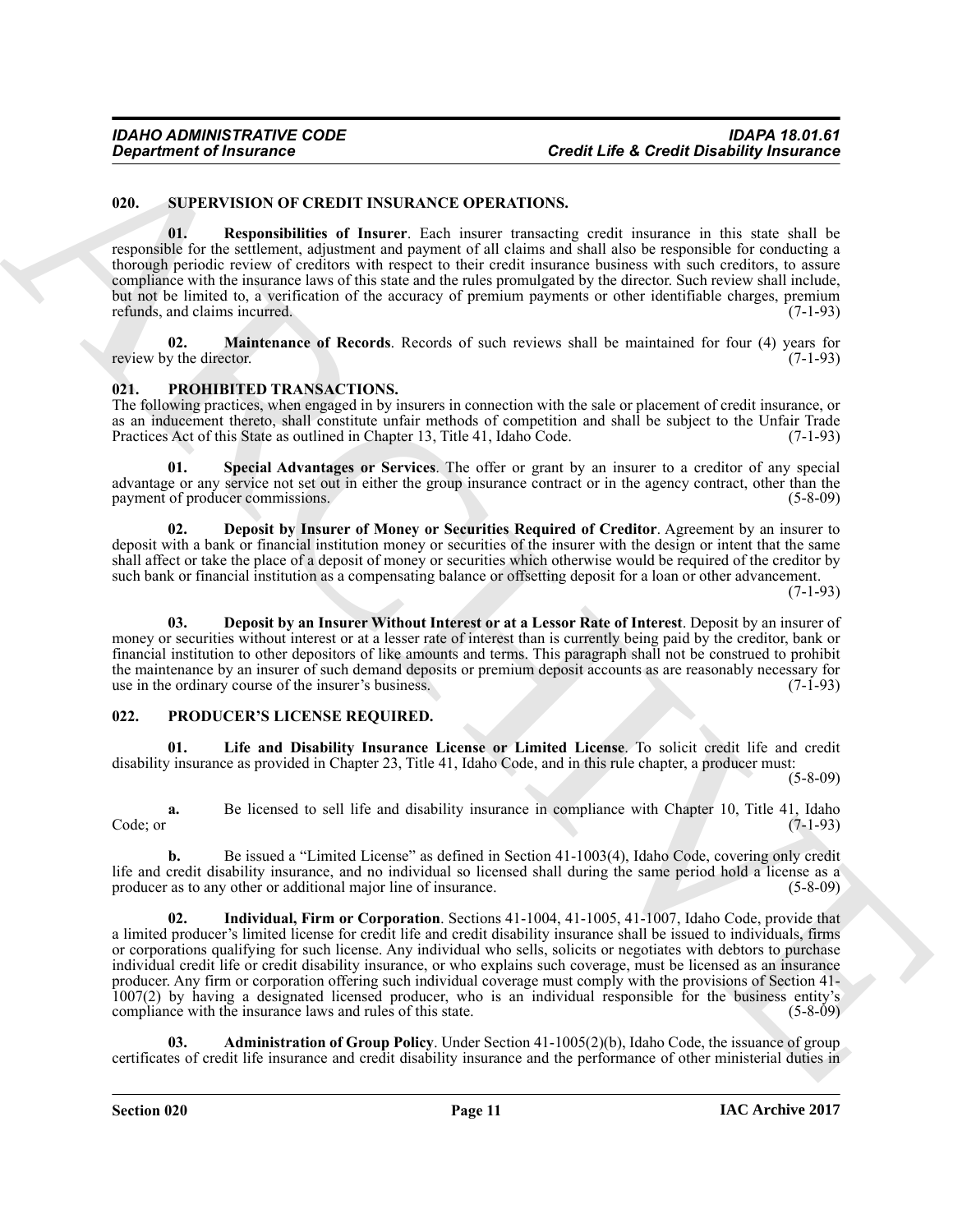### 020. SUPERVISION OF CREDIT INSURANCE OPERATIONS.

**01. Responsibilities of Insurer**. Each insurer transacting credit insurance in this state shall be responsible for the settlement, adjustment and payment of all claims and shall also be responsible for conducting a thorough periodic review of creditors with respect to their credit insurance business with such creditors, to assure compliance with the insurance laws of this state and the rules promulgated by the director. Such review shall include, but not be limited to, a verification of the accuracy of premium payments or other identifiable charges, premium refunds, and claims incurred. (7-1-93)

**02. Maintenance of Records**. Records of such reviews shall be maintained for four (4) years for review by the director. (7-1-93)

### 021. PROHIBITED TRANSACTIONS.

The following practices, when engaged in by insurers in connection with the sale or placement of credit insurance, or as an inducement thereto, shall constitute unfair methods of competition and shall be subject to the Unfair Trade Practices Act of this State as outlined in Chapter 13, Title 41, Idaho Code. (7-1-93)

**01. Special Advantages or Services**. The offer or grant by an insurer to a creditor of any special advantage or any service not set out in either the group insurance contract or in the agency contract, other than the payment of producer commissions. (5-8-09)

**02. Deposit by Insurer of Money or Securities Required of Creditor**. Agreement by an insurer to deposit with a bank or financial institution money or securities of the insurer with the design or intent that the same shall affect or take the place of a deposit of money or securities which otherwise would be required of the creditor by such bank or financial institution as a compensating balance or offsetting deposit for a loan or other advancement. (7-1-93)

**03. Deposit by an Insurer Without Interest or at a Lessor Rate of Interest**. Deposit by an insurer of money or securities without interest or at a lesser rate of interest than is currently being paid by the creditor, bank or financial institution to other depositors of like amounts and terms. This paragraph shall not be construed to prohibit the maintenance by an insurer of such demand deposits or premium deposit accounts as are reasonably necessary for use in the ordinary course of the insurer's business. (7-1-93)

### 022. PRODUCER'S LICENSE REQUIRED.

**01. Life and Disability Insurance License or Limited License**. To solicit credit life and credit disability insurance as provided in Chapter 23, Title 41, Idaho Code, and in this rule chapter, a producer must: (5-8-09)

**a.** Be licensed to sell life and disability insurance in compliance with Chapter 10, Title 41, Idaho Code; or (7-1-93)

**b.** Be issued a "Limited License" as defined in Section 41-1003(4), Idaho Code, covering only credit life and credit disability insurance, and no individual so licensed shall during the same period hold a license as a producer as to any other or additional major line of insurance. (5-8-09)

**02. Individual, Firm or Corporation**. Sections 41-1004, 41-1005, 41-1007, Idaho Code, provide that a limited producer's limited license for credit life and credit disability insurance shall be issued to individuals, firms or corporations qualifying for such license. Any individual who sells, solicits or negotiates with debtors to purchase individual credit life or credit disability insurance, or who explains such coverage, must be licensed as an insurance producer. Any firm or corporation offering such individual coverage must comply with the provisions of Section 41-1007(2) by having a designated licensed producer, who is an individual responsible for the business entity's compliance with the insurance laws and rules of this state. (5-8-09)

**03. Administration of Group Policy**. Under Section 41-1005(2)(b), Idaho Code, the issuance of group certificates of credit life insurance and credit disability insurance and the performance of other ministerial duties in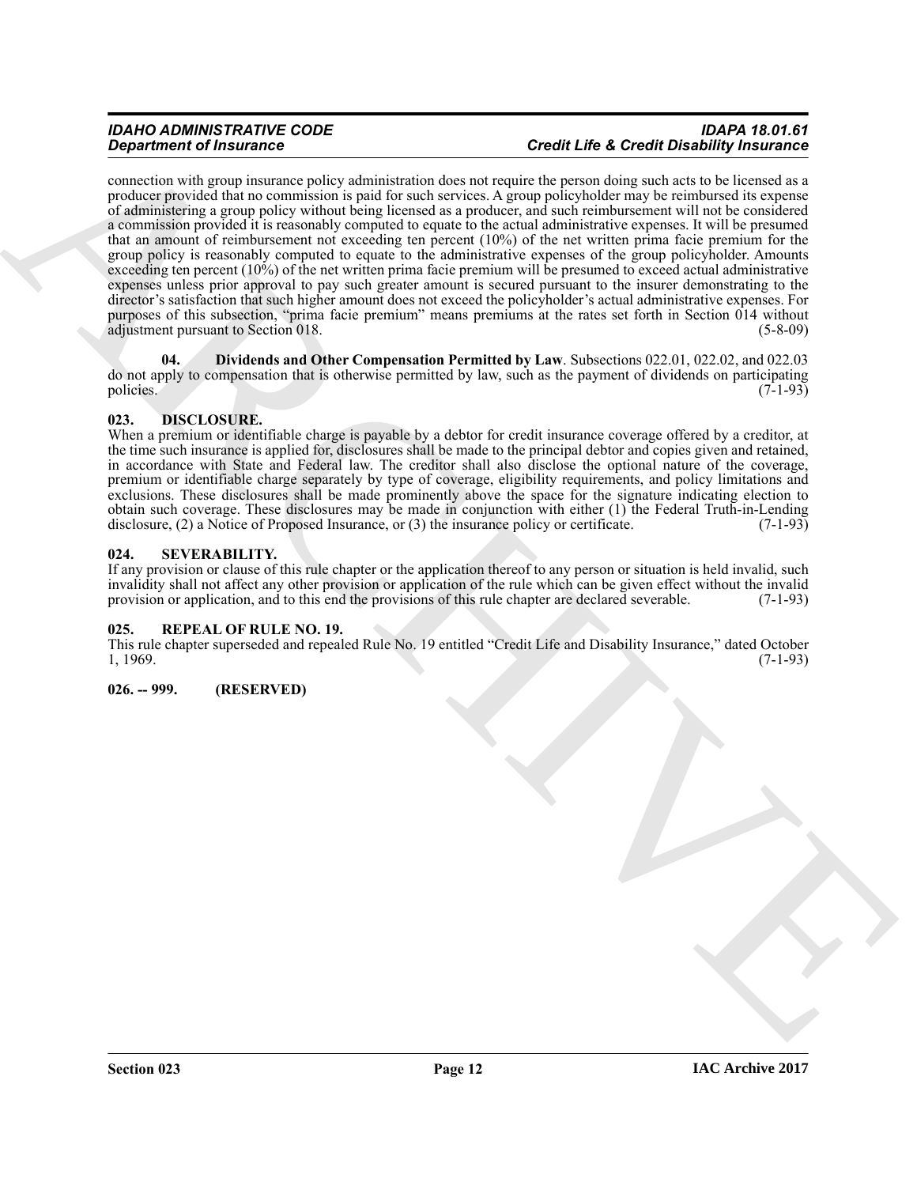connection with group insurance policy administration does not require the person doing such acts to be licensed as a producer provided that no commission is paid for such services. A group policyholder may be reimbursed its expense of administering a group policy without being licensed as a producer, and such reimbursement will not be considered a commission provided it is reasonably computed to equate to the actual administrative expenses. It will be presumed that an amount of reimbursement not exceeding ten percent (10%) of the net written prima facie premium for the group policy is reasonably computed to equate to the administrative expenses of the group policyholder. Amounts exceeding ten percent (10%) of the net written prima facie premium will be presumed to exceed actual administrative expenses unless prior approval to pay such greater amount is secured pursuant to the insurer demonstrating to the director's satisfaction that such higher amount does not exceed the policyholder's actual administrative expenses. For purposes of this subsection, "prima facie premium" means premiums at the rates set forth in Section 014 without adjustment pursuant to Section 018. (5-8-09)

**04. Dividends and Other Compensation Permitted by Law**. Subsections 022.01, 022.02, and 022.03 do not apply to compensation that is otherwise permitted by law, such as the payment of dividends on participating policies. (7-1-93)

### 023. DISCLOSURE.

When a premium or identifiable charge is payable by a debtor for credit insurance coverage offered by a creditor, at the time such insurance is applied for, disclosures shall be made to the principal debtor and copies given and retained, in accordance with State and Federal law. The creditor shall also disclose the optional nature of the coverage, premium or identifiable charge separately by type of coverage, eligibility requirements, and policy limitations and exclusions. These disclosures shall be made prominently above the space for the signature indicating election to obtain such coverage. These disclosures may be made in conjunction with either (1) the Federal Truth-in-Lending disclosure, (2) a Notice of Proposed Insurance, or (3) the insurance policy or certificate. (7-1-93)

### 024. SEVERABILITY.

If any provision or clause of this rule chapter or the application thereof to any person or situation is held invalid, such invalidity shall not affect any other provision or application of the rule which can be given effect without the invalid provision or application, and to this end the provisions of this rule chapter are declared severable. (7-1-93)

### 025. REPEAL OF RULE NO. 19.

This rule chapter superseded and repealed Rule No. 19 entitled "Credit Life and Disability Insurance," dated October 1, 1969. (7-1-93)

### 026. -- 999. (RESERVED)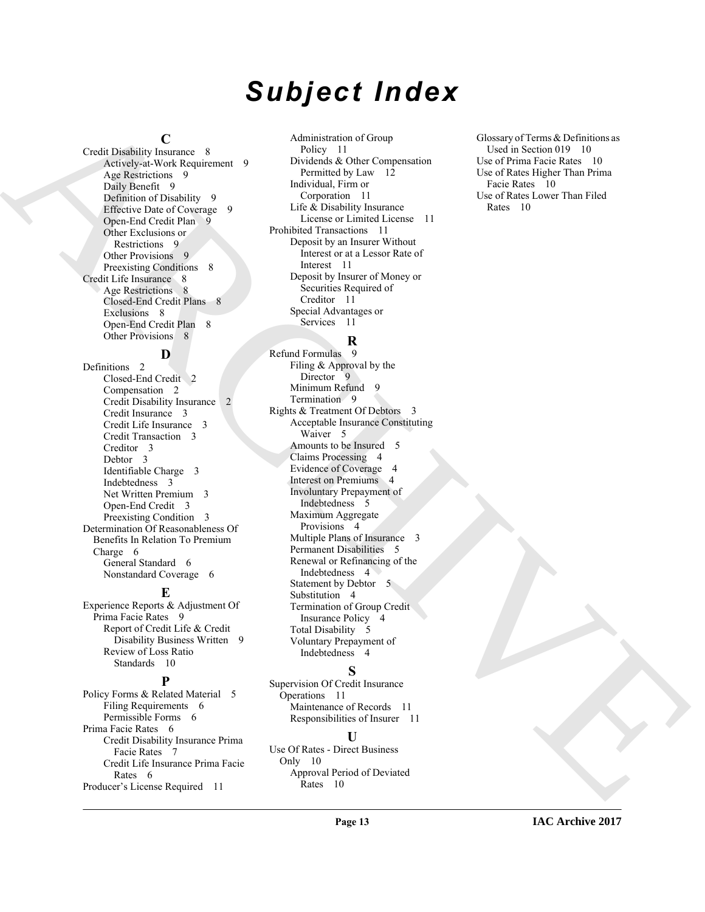# Subject Index

**C**

Credit Disability Insurance 8
- Actively-at-Work Requirement 9
- Age Restrictions 9
- Daily Benefit 9
- Definition of Disability 9
- Effective Date of Coverage 9
- Open-End Credit Plan 9
- Other Exclusions or Restrictions 9
- Other Provisions 9
- Preexisting Conditions 8

Credit Life Insurance 8
- Age Restrictions 8
- Closed-End Credit Plans 8
- Exclusions 8
- Open-End Credit Plan 8
- Other Provisions 8

**D**

Definitions 2
- Closed-End Credit 2
- Compensation 2
- Credit Disability Insurance 2
- Credit Insurance 3
- Credit Life Insurance 3
- Credit Transaction 3
- Creditor 3
- Debtor 3
- Identifiable Charge 3
- Indebtedness 3
- Net Written Premium 3
- Open-End Credit 3
- Preexisting Condition 3

Determination Of Reasonableness Of Benefits In Relation To Premium Charge 6
- General Standard 6
- Nonstandard Coverage 6

**E**

Experience Reports & Adjustment Of Prima Facie Rates 9
- Report of Credit Life & Credit Disability Business Written 9
- Review of Loss Ratio Standards 10

**P**

Policy Forms & Related Material 5
- Filing Requirements 6
- Permissible Forms 6

Prima Facie Rates 6
- Credit Disability Insurance Prima Facie Rates 7
- Credit Life Insurance Prima Facie Rates 6

Producer's License Required 11
- Administration of Group Policy 11
- Dividends & Other Compensation Permitted by Law 12
- Individual, Firm or Corporation 11
- Life & Disability Insurance License or Limited License 11

Prohibited Transactions 11
- Deposit by an Insurer Without Interest or at a Lessor Rate of Interest 11
- Deposit by Insurer of Money or Securities Required of Creditor 11
- Special Advantages or Services 11

**R**

Refund Formulas 9
- Filing & Approval by the Director 9
- Minimum Refund 9
- Termination 9

Rights & Treatment Of Debtors 3
- Acceptable Insurance Constituting Waiver 5
- Amounts to be Insured 5
- Claims Processing 4
- Evidence of Coverage 4
- Interest on Premiums 4
- Involuntary Prepayment of Indebtedness 5
- Maximum Aggregate Provisions 4
- Multiple Plans of Insurance 3
- Permanent Disabilities 5
- Renewal or Refinancing of the Indebtedness 4
- Statement by Debtor 5
- Substitution 4
- Termination of Group Credit Insurance Policy 4
- Total Disability 5
- Voluntary Prepayment of Indebtedness 4

**S**

Supervision Of Credit Insurance Operations 11
- Maintenance of Records 11
- Responsibilities of Insurer 11

**U**

Use Of Rates - Direct Business Only 10
- Approval Period of Deviated Rates 10
- Glossary of Terms & Definitions as Used in Section 019 10
- Use of Prima Facie Rates 10
- Use of Rates Higher Than Prima Facie Rates 10
- Use of Rates Lower Than Filed Rates 10